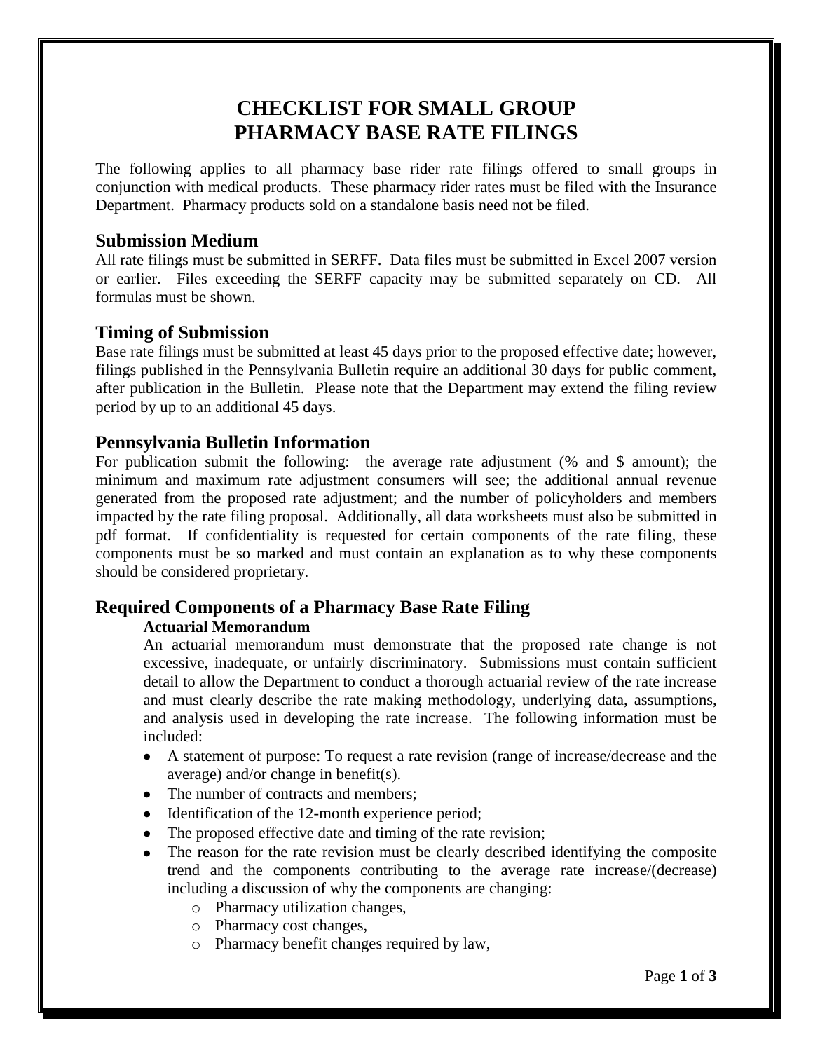# CHECKLIST FOR SMALL GROUP PHARMACY BASE RATE FILINGS

The following applies to all pharmacy base rider rate filings offered to small groups in conjunction with medical products. These pharmacy rider rates must be filed with the Insurance Department. Pharmacy products sold on a standalone basis need not be filed.

## Submission Medium

All rate filings must be submitted in SERFF. Data files must be submitted in Excel 2007 version or earlier. Files exceeding the SERFF capacity may be submitted separately on CD. All formulas must be shown.

## Timing of Submission

Base rate filings must be submitted at least 45 days prior to the proposed effective date; however, filings published in the Pennsylvania Bulletin require an additional 30 days for public comment, after publication in the Bulletin. Please note that the Department may extend the filing review period by up to an additional 45 days.

## Pennsylvania Bulletin Information

For publication submit the following: the average rate adjustment (% and $ amount); the minimum and maximum rate adjustment consumers will see; the additional annual revenue generated from the proposed rate adjustment; and the number of policyholders and members impacted by the rate filing proposal. Additionally, all data worksheets must also be submitted in pdf format. If confidentiality is requested for certain components of the rate filing, these components must be so marked and must contain an explanation as to why these components should be considered proprietary.

## Required Components of a Pharmacy Base Rate Filing

### Actuarial Memorandum

An actuarial memorandum must demonstrate that the proposed rate change is not excessive, inadequate, or unfairly discriminatory. Submissions must contain sufficient detail to allow the Department to conduct a thorough actuarial review of the rate increase and must clearly describe the rate making methodology, underlying data, assumptions, and analysis used in developing the rate increase. The following information must be included:

- A statement of purpose: To request a rate revision (range of increase/decrease and the average) and/or change in benefit(s).
- The number of contracts and members;
- Identification of the 12-month experience period;
- The proposed effective date and timing of the rate revision;
- The reason for the rate revision must be clearly described identifying the composite trend and the components contributing to the average rate increase/(decrease) including a discussion of why the components are changing:
  - Pharmacy utilization changes,
  - Pharmacy cost changes,
  - Pharmacy benefit changes required by law,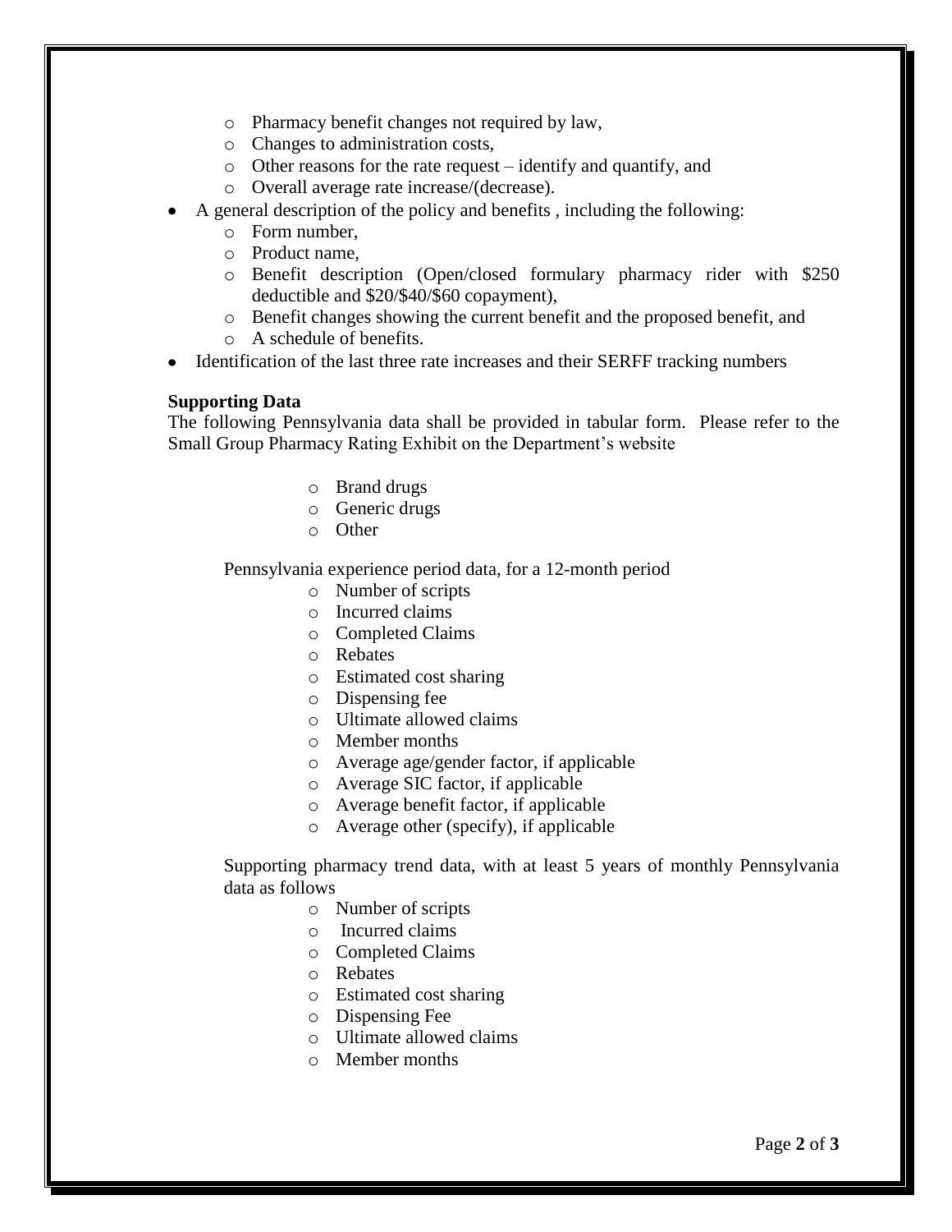- Pharmacy benefit changes not required by law,
  - Changes to administration costs,
  - Other reasons for the rate request – identify and quantify, and
  - Overall average rate increase/(decrease).
- A general description of the policy and benefits , including the following:
  - Form number,
  - Product name,
  - Benefit description (Open/closed formulary pharmacy rider with $250 deductible and $20/$40/$60 copayment),
  - Benefit changes showing the current benefit and the proposed benefit, and
  - A schedule of benefits.
- Identification of the last three rate increases and their SERFF tracking numbers

**Supporting Data**

The following Pennsylvania data shall be provided in tabular form. Please refer to the Small Group Pharmacy Rating Exhibit on the Department's website

- Brand drugs
- Generic drugs
- Other

Pennsylvania experience period data, for a 12-month period

- Number of scripts
- Incurred claims
- Completed Claims
- Rebates
- Estimated cost sharing
- Dispensing fee
- Ultimate allowed claims
- Member months
- Average age/gender factor, if applicable
- Average SIC factor, if applicable
- Average benefit factor, if applicable
- Average other (specify), if applicable

Supporting pharmacy trend data, with at least 5 years of monthly Pennsylvania data as follows

- Number of scripts
- Incurred claims
- Completed Claims
- Rebates
- Estimated cost sharing
- Dispensing Fee
- Ultimate allowed claims
- Member months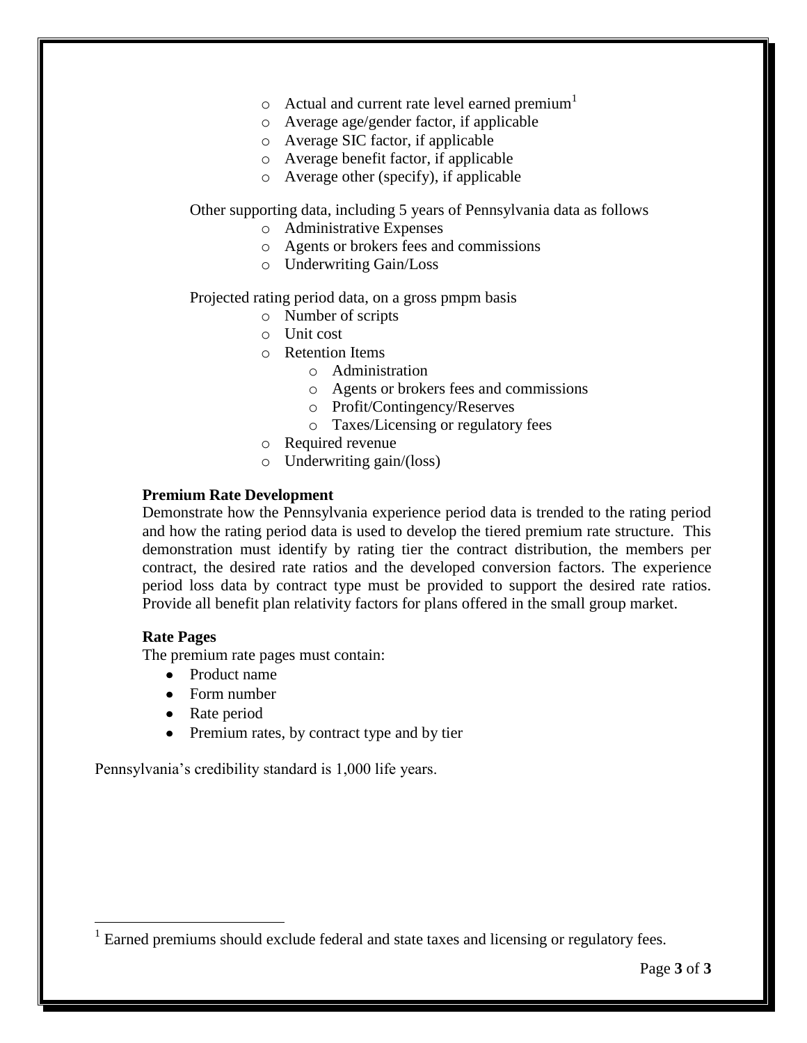- Actual and current rate level earned premium[1]
- Average age/gender factor, if applicable
- Average SIC factor, if applicable
- Average benefit factor, if applicable
- Average other (specify), if applicable

Other supporting data, including 5 years of Pennsylvania data as follows

- Administrative Expenses
- Agents or brokers fees and commissions
- Underwriting Gain/Loss

Projected rating period data, on a gross pmpm basis

- Number of scripts
- Unit cost
- Retention Items
  - Administration
  - Agents or brokers fees and commissions
  - Profit/Contingency/Reserves
  - Taxes/Licensing or regulatory fees
- Required revenue
- Underwriting gain/(loss)

**Premium Rate Development**

Demonstrate how the Pennsylvania experience period data is trended to the rating period and how the rating period data is used to develop the tiered premium rate structure. This demonstration must identify by rating tier the contract distribution, the members per contract, the desired rate ratios and the developed conversion factors. The experience period loss data by contract type must be provided to support the desired rate ratios. Provide all benefit plan relativity factors for plans offered in the small group market.

**Rate Pages**

The premium rate pages must contain:

- Product name
- Form number
- Rate period
- Premium rates, by contract type and by tier

Pennsylvania's credibility standard is 1,000 life years.

[1] Earned premiums should exclude federal and state taxes and licensing or regulatory fees.